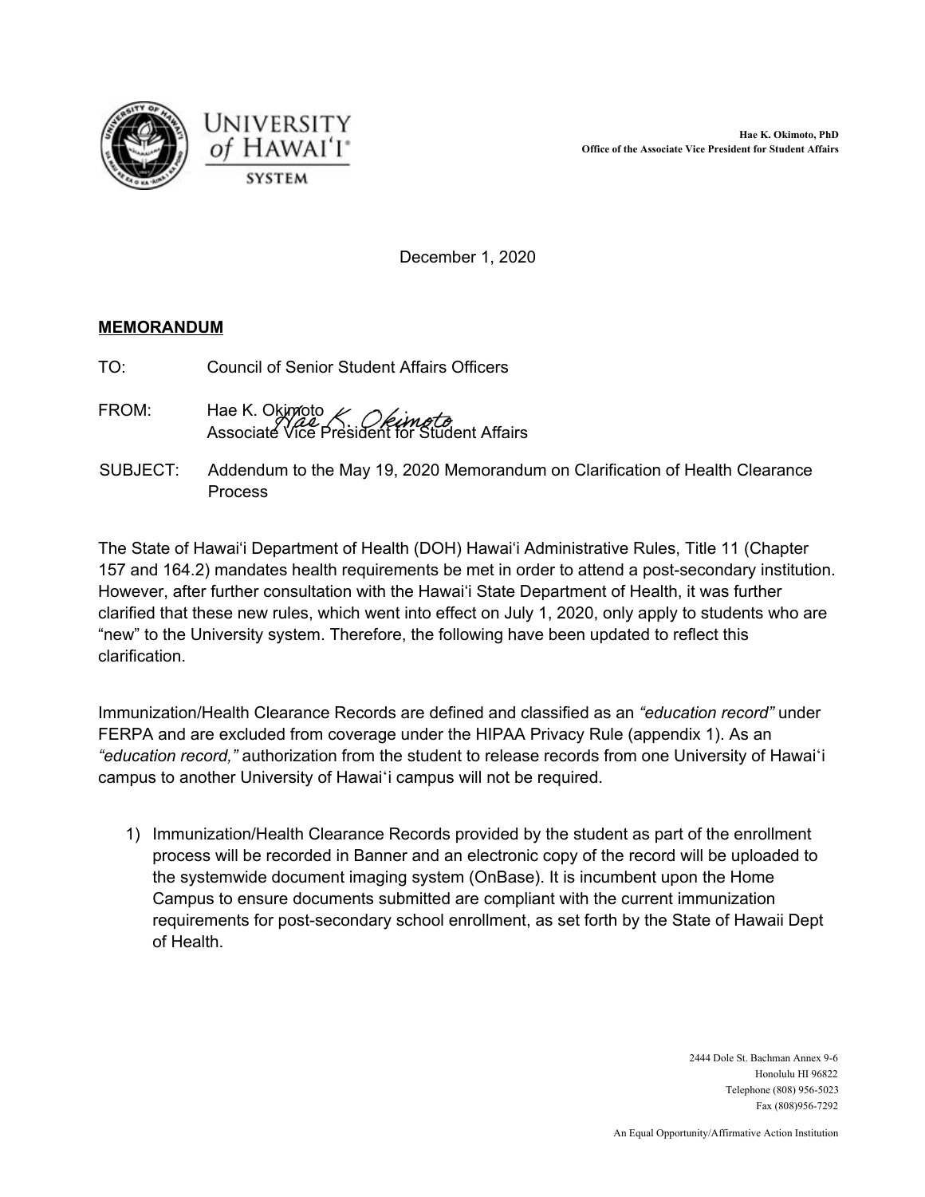University of Hawaiʻi System

**Hae K. Okimoto, PhD**
**Office of the Associate Vice President for Student Affairs**

December 1, 2020

**MEMORANDUM**

TO: Council of Senior Student Affairs Officers

FROM: Hae K. Okimoto
Associate Vice President for Student Affairs

SUBJECT: Addendum to the May 19, 2020 Memorandum on Clarification of Health Clearance Process

The State of Hawaiʻi Department of Health (DOH) Hawaiʻi Administrative Rules, Title 11 (Chapter 157 and 164.2) mandates health requirements be met in order to attend a post-secondary institution. However, after further consultation with the Hawaiʻi State Department of Health, it was further clarified that these new rules, which went into effect on July 1, 2020, only apply to students who are "new" to the University system. Therefore, the following have been updated to reflect this clarification.

Immunization/Health Clearance Records are defined and classified as an *"education record"* under FERPA and are excluded from coverage under the HIPAA Privacy Rule (appendix 1). As an *"education record,"* authorization from the student to release records from one University of Hawaiʻi campus to another University of Hawaiʻi campus will not be required.

1) Immunization/Health Clearance Records provided by the student as part of the enrollment process will be recorded in Banner and an electronic copy of the record will be uploaded to the systemwide document imaging system (OnBase). It is incumbent upon the Home Campus to ensure documents submitted are compliant with the current immunization requirements for post-secondary school enrollment, as set forth by the State of Hawaii Dept of Health.

2444 Dole St. Bachman Annex 9-6
Honolulu HI 96822
Telephone (808) 956-5023
Fax (808)956-7292

An Equal Opportunity/Affirmative Action Institution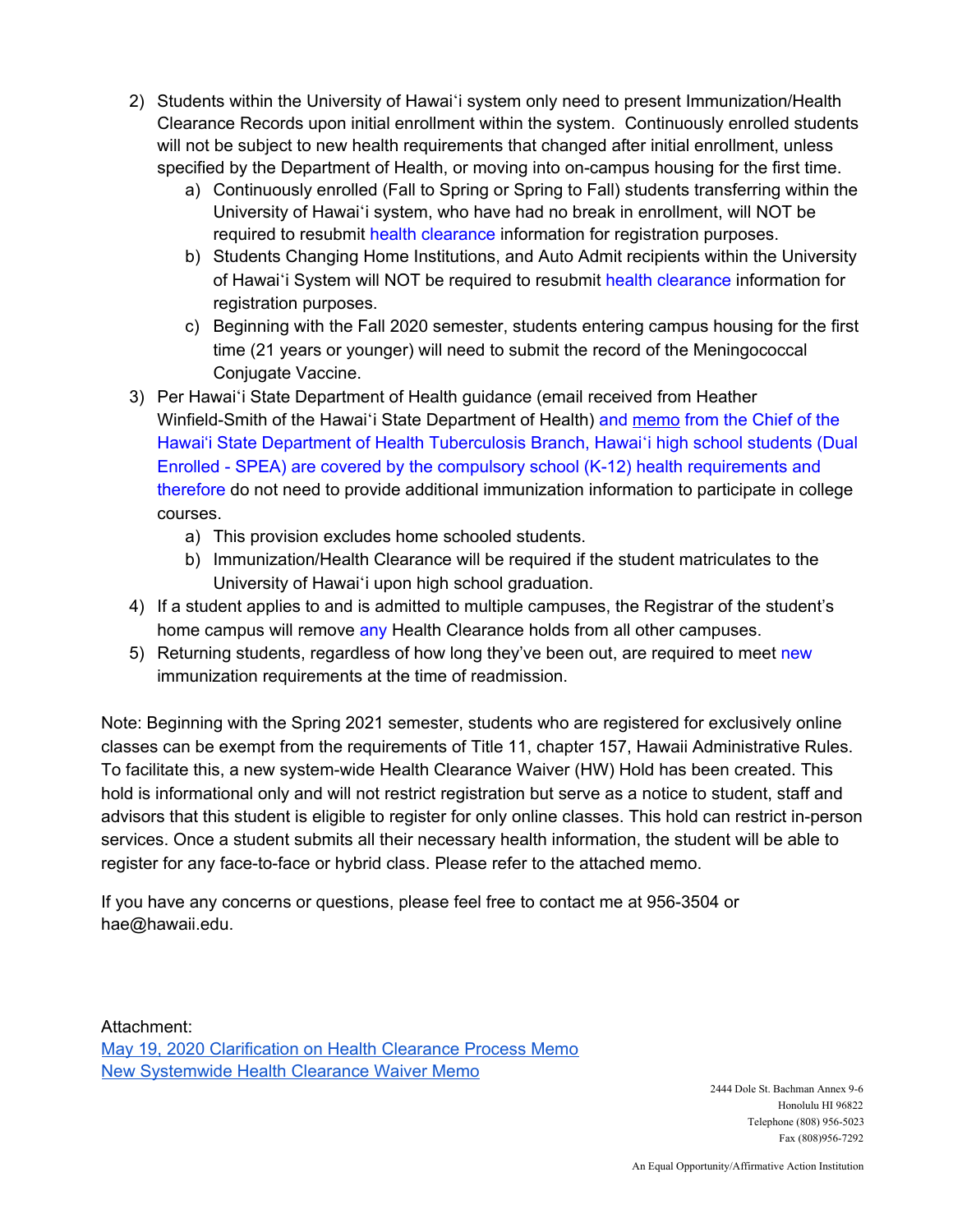2) Students within the University of Hawaiʻi system only need to present Immunization/Health Clearance Records upon initial enrollment within the system. Continuously enrolled students will not be subject to new health requirements that changed after initial enrollment, unless specified by the Department of Health, or moving into on-campus housing for the first time.
   a) Continuously enrolled (Fall to Spring or Spring to Fall) students transferring within the University of Hawaiʻi system, who have had no break in enrollment, will NOT be required to resubmit health clearance information for registration purposes.
   b) Students Changing Home Institutions, and Auto Admit recipients within the University of Hawaiʻi System will NOT be required to resubmit health clearance information for registration purposes.
   c) Beginning with the Fall 2020 semester, students entering campus housing for the first time (21 years or younger) will need to submit the record of the Meningococcal Conjugate Vaccine.
3) Per Hawaiʻi State Department of Health guidance (email received from Heather Winfield-Smith of the Hawaiʻi State Department of Health) and memo from the Chief of the Hawaiʻi State Department of Health Tuberculosis Branch, Hawaiʻi high school students (Dual Enrolled - SPEA) are covered by the compulsory school (K-12) health requirements and therefore do not need to provide additional immunization information to participate in college courses.
   a) This provision excludes home schooled students.
   b) Immunization/Health Clearance will be required if the student matriculates to the University of Hawaiʻi upon high school graduation.
4) If a student applies to and is admitted to multiple campuses, the Registrar of the student's home campus will remove any Health Clearance holds from all other campuses.
5) Returning students, regardless of how long they've been out, are required to meet new immunization requirements at the time of readmission.

Note: Beginning with the Spring 2021 semester, students who are registered for exclusively online classes can be exempt from the requirements of Title 11, chapter 157, Hawaii Administrative Rules. To facilitate this, a new system-wide Health Clearance Waiver (HW) Hold has been created. This hold is informational only and will not restrict registration but serve as a notice to student, staff and advisors that this student is eligible to register for only online classes. This hold can restrict in-person services. Once a student submits all their necessary health information, the student will be able to register for any face-to-face or hybrid class. Please refer to the attached memo.

If you have any concerns or questions, please feel free to contact me at 956-3504 or hae@hawaii.edu.

Attachment:
May 19, 2020 Clarification on Health Clearance Process Memo
New Systemwide Health Clearance Waiver Memo

2444 Dole St. Bachman Annex 9-6
Honolulu HI 96822
Telephone (808) 956-5023
Fax (808)956-7292

An Equal Opportunity/Affirmative Action Institution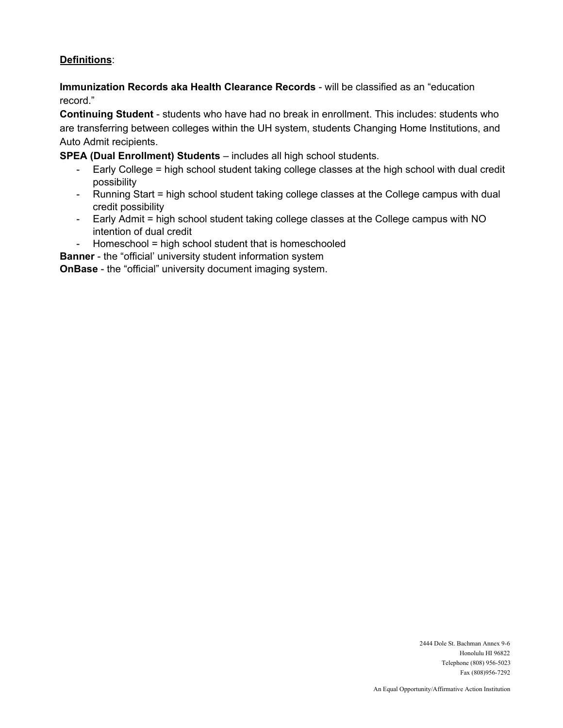<u>**Definitions**</u>:

**Immunization Records aka Health Clearance Records** - will be classified as an "education record."

**Continuing Student** - students who have had no break in enrollment. This includes: students who are transferring between colleges within the UH system, students Changing Home Institutions, and Auto Admit recipients.

**SPEA (Dual Enrollment) Students** – includes all high school students.

- Early College = high school student taking college classes at the high school with dual credit possibility
- Running Start = high school student taking college classes at the College campus with dual credit possibility
- Early Admit = high school student taking college classes at the College campus with NO intention of dual credit
- Homeschool = high school student that is homeschooled

**Banner** - the "official' university student information system

**OnBase** - the "official" university document imaging system.